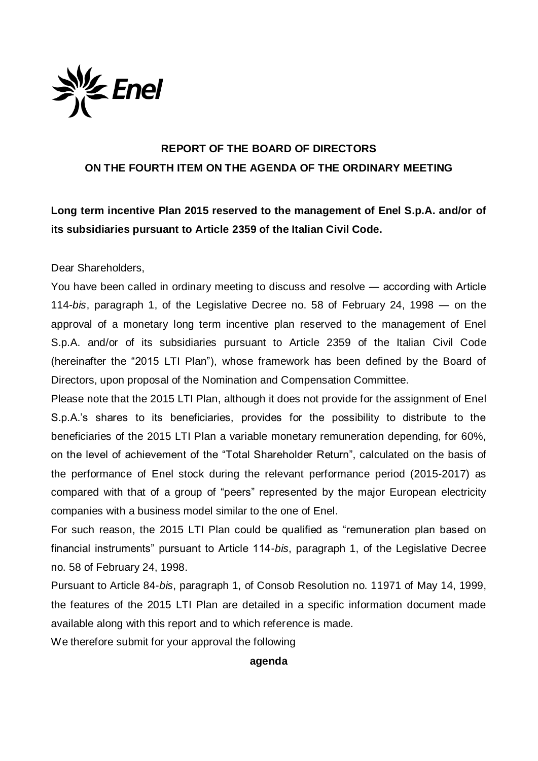# REPORT OF THE BOARD OF DIRECTORS
# ON THE FOURTH ITEM ON THE AGENDA OF THE ORDINARY MEETING

**Long term incentive Plan 2015 reserved to the management of Enel S.p.A. and/or of its subsidiaries pursuant to Article 2359 of the Italian Civil Code.**

Dear Shareholders,

You have been called in ordinary meeting to discuss and resolve — according with Article 114-*bis*, paragraph 1, of the Legislative Decree no. 58 of February 24, 1998 — on the approval of a monetary long term incentive plan reserved to the management of Enel S.p.A. and/or of its subsidiaries pursuant to Article 2359 of the Italian Civil Code (hereinafter the "2015 LTI Plan"), whose framework has been defined by the Board of Directors, upon proposal of the Nomination and Compensation Committee.

Please note that the 2015 LTI Plan, although it does not provide for the assignment of Enel S.p.A.'s shares to its beneficiaries, provides for the possibility to distribute to the beneficiaries of the 2015 LTI Plan a variable monetary remuneration depending, for 60%, on the level of achievement of the "Total Shareholder Return", calculated on the basis of the performance of Enel stock during the relevant performance period (2015-2017) as compared with that of a group of "peers" represented by the major European electricity companies with a business model similar to the one of Enel.

For such reason, the 2015 LTI Plan could be qualified as "remuneration plan based on financial instruments" pursuant to Article 114-*bis*, paragraph 1, of the Legislative Decree no. 58 of February 24, 1998.

Pursuant to Article 84-*bis*, paragraph 1, of Consob Resolution no. 11971 of May 14, 1999, the features of the 2015 LTI Plan are detailed in a specific information document made available along with this report and to which reference is made.

We therefore submit for your approval the following

**agenda**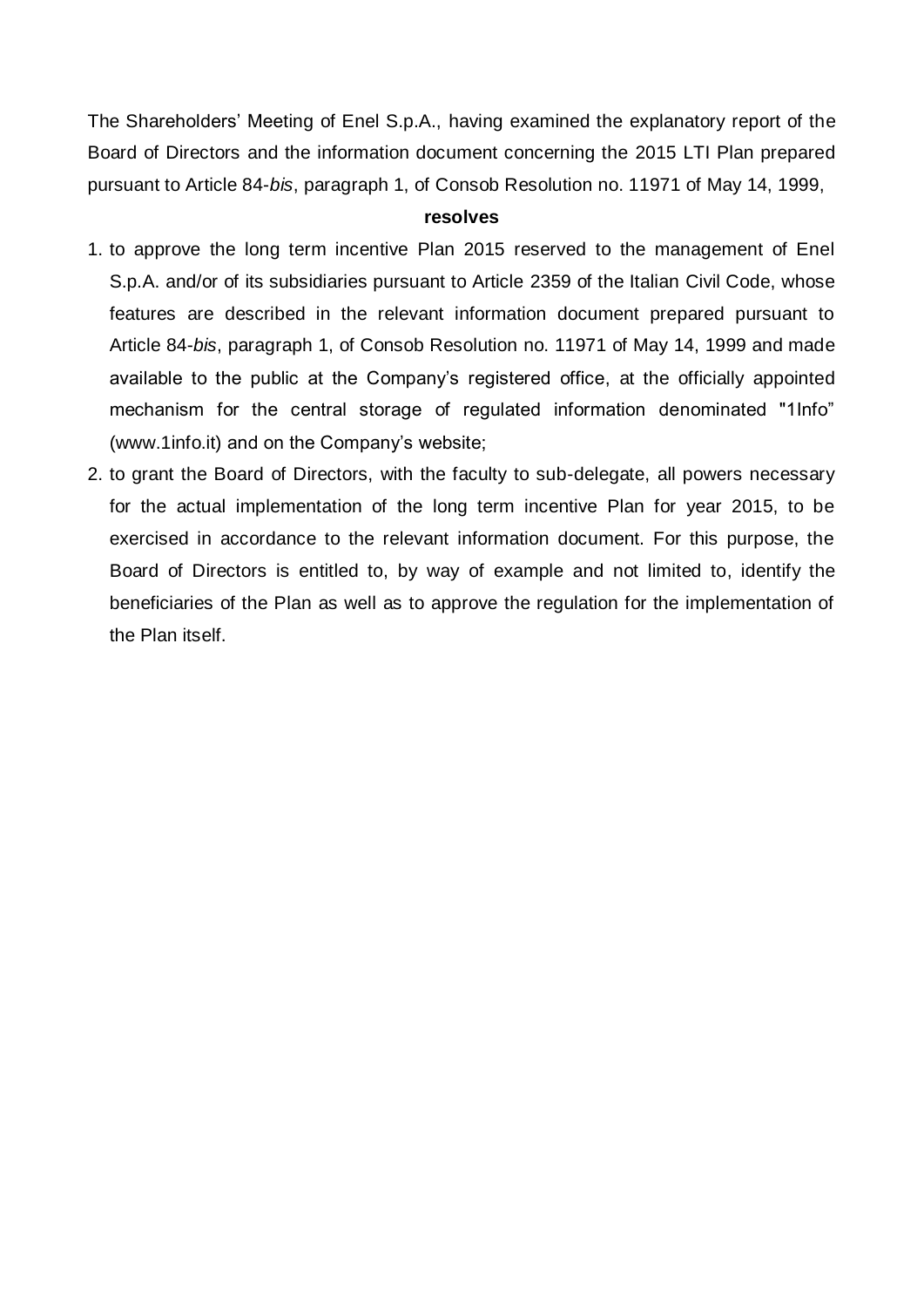The Shareholders' Meeting of Enel S.p.A., having examined the explanatory report of the Board of Directors and the information document concerning the 2015 LTI Plan prepared pursuant to Article 84-*bis*, paragraph 1, of Consob Resolution no. 11971 of May 14, 1999,

**resolves**

1. to approve the long term incentive Plan 2015 reserved to the management of Enel S.p.A. and/or of its subsidiaries pursuant to Article 2359 of the Italian Civil Code, whose features are described in the relevant information document prepared pursuant to Article 84-*bis*, paragraph 1, of Consob Resolution no. 11971 of May 14, 1999 and made available to the public at the Company's registered office, at the officially appointed mechanism for the central storage of regulated information denominated "1Info" (www.1info.it) and on the Company's website;
2. to grant the Board of Directors, with the faculty to sub-delegate, all powers necessary for the actual implementation of the long term incentive Plan for year 2015, to be exercised in accordance to the relevant information document. For this purpose, the Board of Directors is entitled to, by way of example and not limited to, identify the beneficiaries of the Plan as well as to approve the regulation for the implementation of the Plan itself.